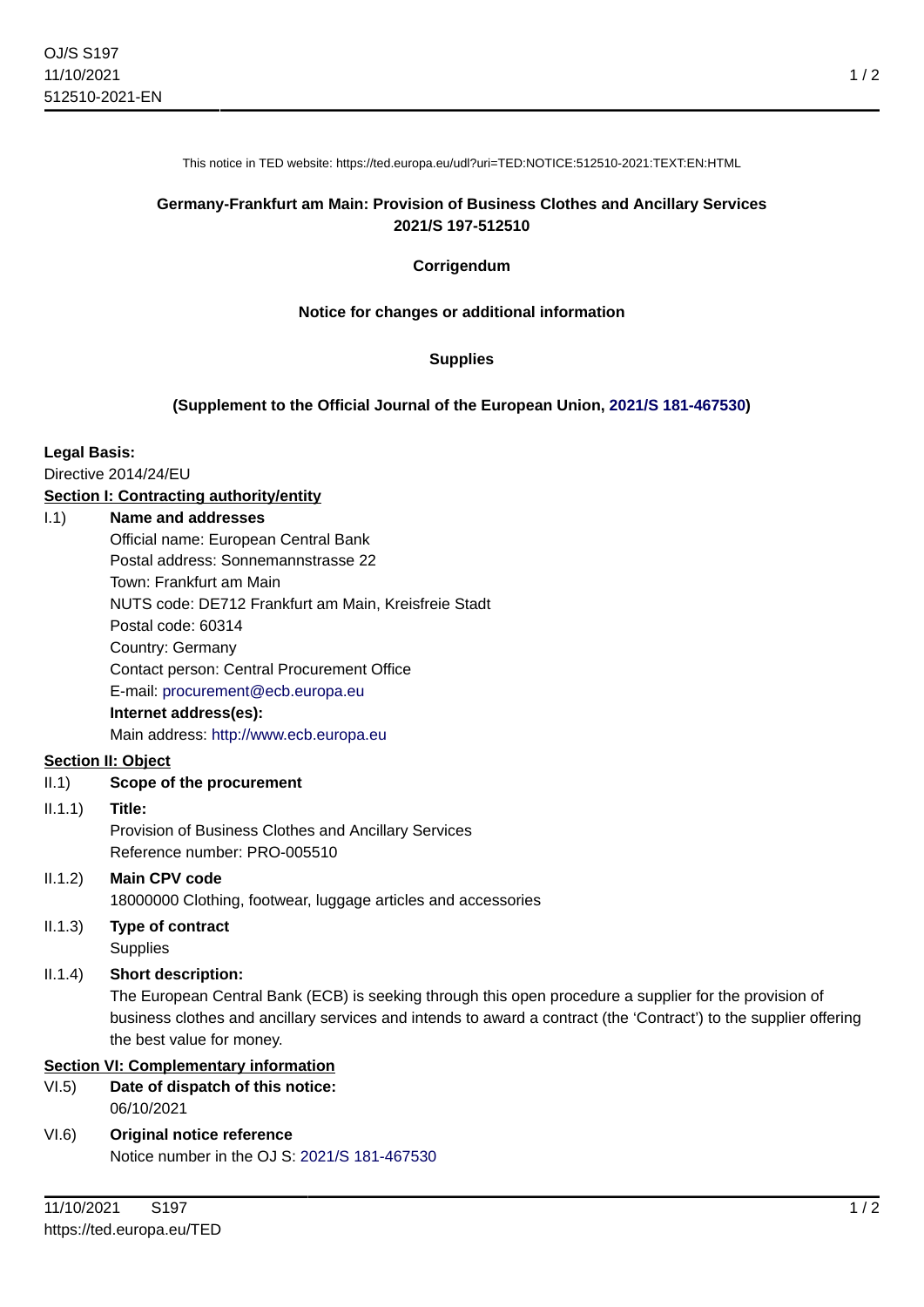This notice in TED website: https://ted.europa.eu/udl?uri=TED:NOTICE:512510-2021:TEXT:EN:HTML

**Germany-Frankfurt am Main: Provision of Business Clothes and Ancillary Services**
**2021/S 197-512510**

**Corrigendum**

**Notice for changes or additional information**

**Supplies**

**(Supplement to the Official Journal of the European Union, 2021/S 181-467530)**

**Legal Basis:**

Directive 2014/24/EU

## Section I: Contracting authority/entity

**I.1) Name and addresses**

Official name: European Central Bank
Postal address: Sonnemannstrasse 22
Town: Frankfurt am Main
NUTS code: DE712 Frankfurt am Main, Kreisfreie Stadt
Postal code: 60314
Country: Germany
Contact person: Central Procurement Office
E-mail: procurement@ecb.europa.eu

**Internet address(es):**

Main address: http://www.ecb.europa.eu

## Section II: Object

**II.1) Scope of the procurement**

**II.1.1) Title:**

Provision of Business Clothes and Ancillary Services
Reference number: PRO-005510

**II.1.2) Main CPV code**

18000000 Clothing, footwear, luggage articles and accessories

**II.1.3) Type of contract**

Supplies

**II.1.4) Short description:**

The European Central Bank (ECB) is seeking through this open procedure a supplier for the provision of business clothes and ancillary services and intends to award a contract (the 'Contract') to the supplier offering the best value for money.

## Section VI: Complementary information

**VI.5) Date of dispatch of this notice:**

06/10/2021

**VI.6) Original notice reference**

Notice number in the OJ S: 2021/S 181-467530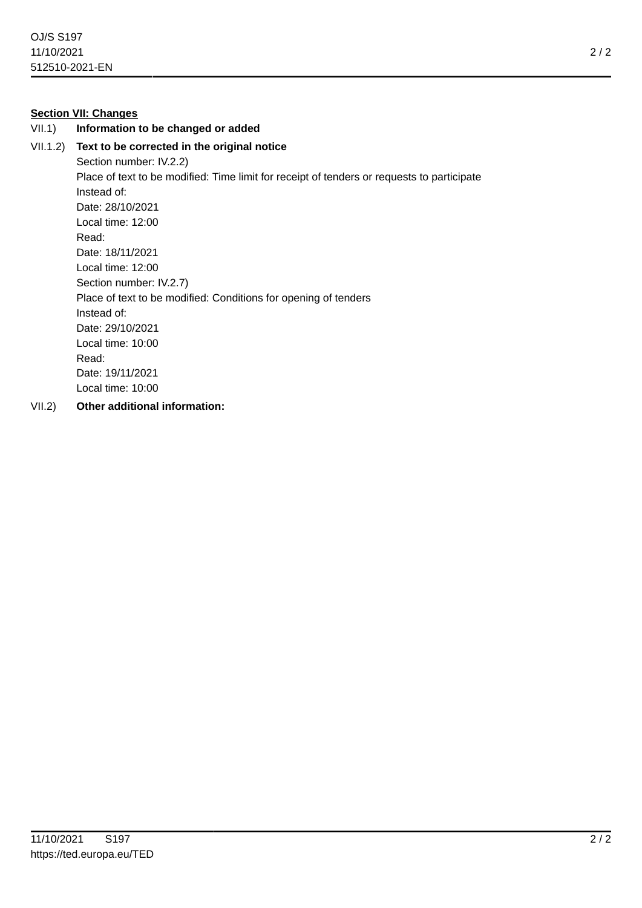## Section VII: Changes

VII.1) **Information to be changed or added**

VII.1.2) **Text to be corrected in the original notice**

Section number: IV.2.2)
Place of text to be modified: Time limit for receipt of tenders or requests to participate
Instead of:
Date: 28/10/2021
Local time: 12:00
Read:
Date: 18/11/2021
Local time: 12:00

Section number: IV.2.7)
Place of text to be modified: Conditions for opening of tenders
Instead of:
Date: 29/10/2021
Local time: 10:00
Read:
Date: 19/11/2021
Local time: 10:00

VII.2) **Other additional information:**